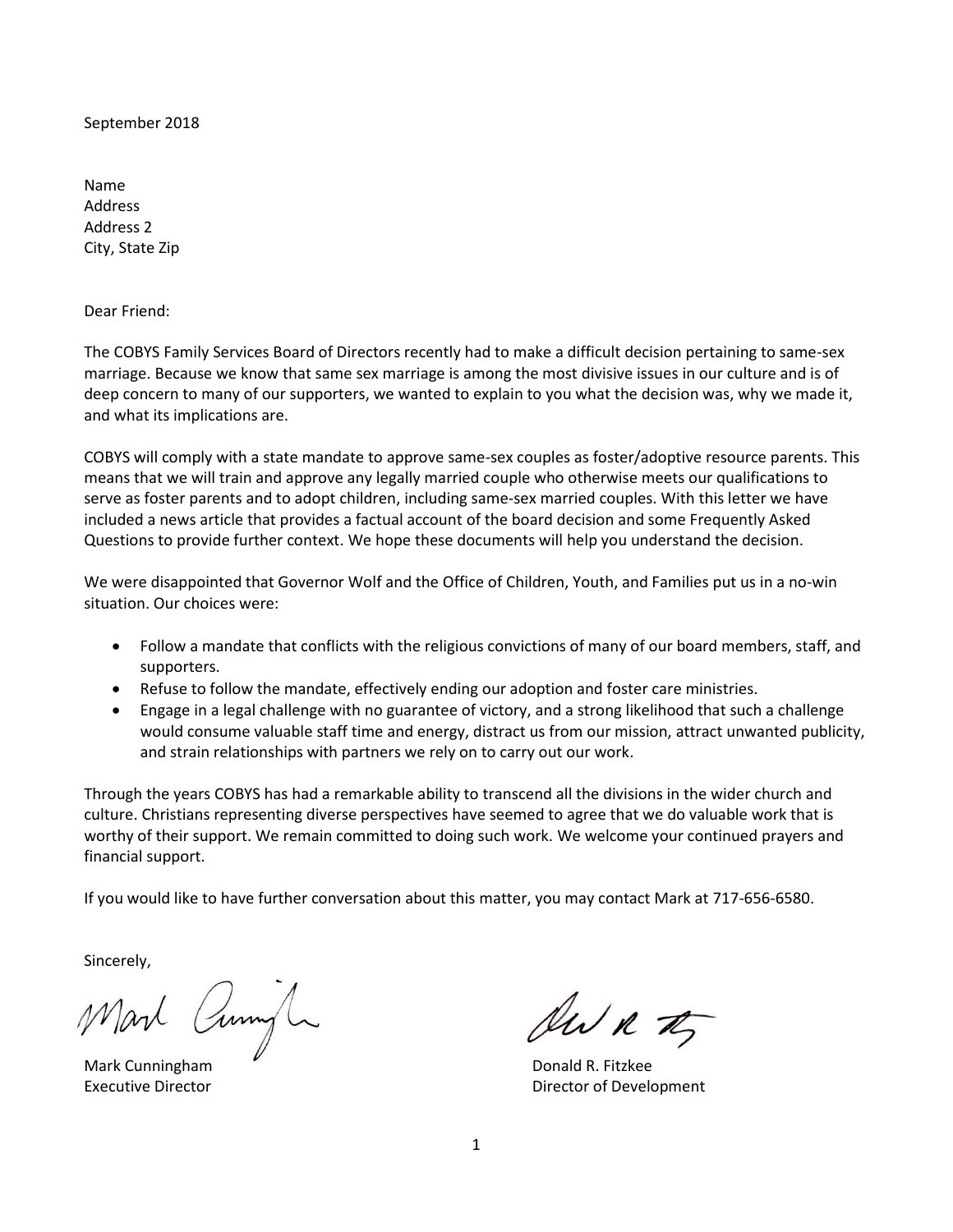September 2018

Name
Address
Address 2
City, State Zip

Dear Friend:

The COBYS Family Services Board of Directors recently had to make a difficult decision pertaining to same-sex marriage. Because we know that same sex marriage is among the most divisive issues in our culture and is of deep concern to many of our supporters, we wanted to explain to you what the decision was, why we made it, and what its implications are.

COBYS will comply with a state mandate to approve same-sex couples as foster/adoptive resource parents. This means that we will train and approve any legally married couple who otherwise meets our qualifications to serve as foster parents and to adopt children, including same-sex married couples. With this letter we have included a news article that provides a factual account of the board decision and some Frequently Asked Questions to provide further context. We hope these documents will help you understand the decision.

We were disappointed that Governor Wolf and the Office of Children, Youth, and Families put us in a no-win situation. Our choices were:

- Follow a mandate that conflicts with the religious convictions of many of our board members, staff, and supporters.
- Refuse to follow the mandate, effectively ending our adoption and foster care ministries.
- Engage in a legal challenge with no guarantee of victory, and a strong likelihood that such a challenge would consume valuable staff time and energy, distract us from our mission, attract unwanted publicity, and strain relationships with partners we rely on to carry out our work.

Through the years COBYS has had a remarkable ability to transcend all the divisions in the wider church and culture. Christians representing diverse perspectives have seemed to agree that we do valuable work that is worthy of their support. We remain committed to doing such work. We welcome your continued prayers and financial support.

If you would like to have further conversation about this matter, you may contact Mark at 717-656-6580.

Sincerely,

Mark Cunningham
Executive Director

Donald R. Fitzkee
Director of Development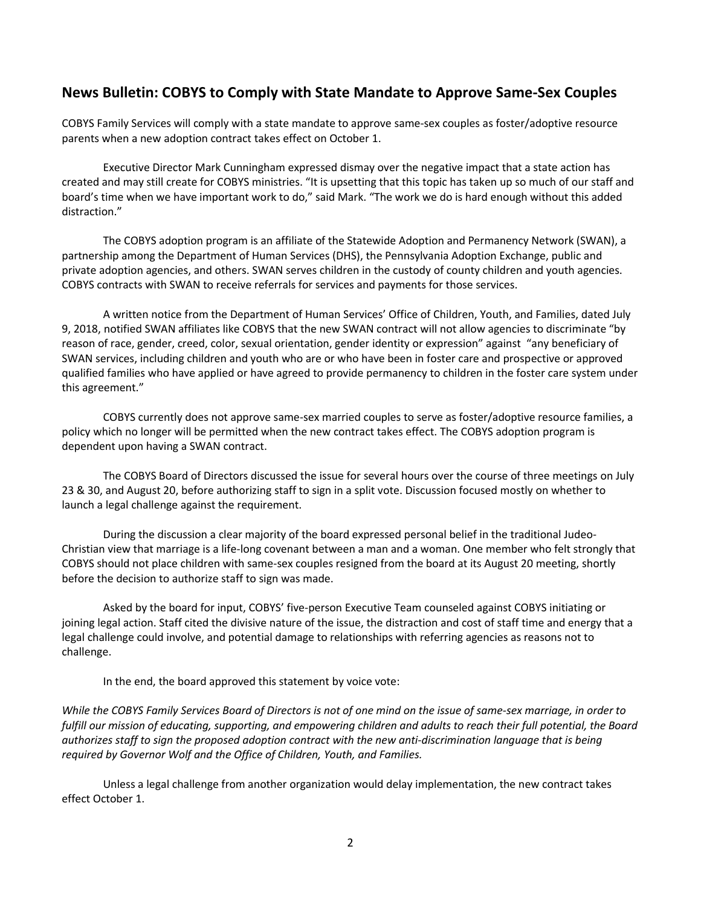## News Bulletin: COBYS to Comply with State Mandate to Approve Same-Sex Couples

COBYS Family Services will comply with a state mandate to approve same-sex couples as foster/adoptive resource parents when a new adoption contract takes effect on October 1.

Executive Director Mark Cunningham expressed dismay over the negative impact that a state action has created and may still create for COBYS ministries. "It is upsetting that this topic has taken up so much of our staff and board's time when we have important work to do," said Mark. "The work we do is hard enough without this added distraction."

The COBYS adoption program is an affiliate of the Statewide Adoption and Permanency Network (SWAN), a partnership among the Department of Human Services (DHS), the Pennsylvania Adoption Exchange, public and private adoption agencies, and others. SWAN serves children in the custody of county children and youth agencies. COBYS contracts with SWAN to receive referrals for services and payments for those services.

A written notice from the Department of Human Services' Office of Children, Youth, and Families, dated July 9, 2018, notified SWAN affiliates like COBYS that the new SWAN contract will not allow agencies to discriminate "by reason of race, gender, creed, color, sexual orientation, gender identity or expression" against "any beneficiary of SWAN services, including children and youth who are or who have been in foster care and prospective or approved qualified families who have applied or have agreed to provide permanency to children in the foster care system under this agreement."

COBYS currently does not approve same-sex married couples to serve as foster/adoptive resource families, a policy which no longer will be permitted when the new contract takes effect. The COBYS adoption program is dependent upon having a SWAN contract.

The COBYS Board of Directors discussed the issue for several hours over the course of three meetings on July 23 & 30, and August 20, before authorizing staff to sign in a split vote. Discussion focused mostly on whether to launch a legal challenge against the requirement.

During the discussion a clear majority of the board expressed personal belief in the traditional Judeo-Christian view that marriage is a life-long covenant between a man and a woman. One member who felt strongly that COBYS should not place children with same-sex couples resigned from the board at its August 20 meeting, shortly before the decision to authorize staff to sign was made.

Asked by the board for input, COBYS' five-person Executive Team counseled against COBYS initiating or joining legal action. Staff cited the divisive nature of the issue, the distraction and cost of staff time and energy that a legal challenge could involve, and potential damage to relationships with referring agencies as reasons not to challenge.

In the end, the board approved this statement by voice vote:

*While the COBYS Family Services Board of Directors is not of one mind on the issue of same-sex marriage, in order to fulfill our mission of educating, supporting, and empowering children and adults to reach their full potential, the Board authorizes staff to sign the proposed adoption contract with the new anti-discrimination language that is being required by Governor Wolf and the Office of Children, Youth, and Families.*

Unless a legal challenge from another organization would delay implementation, the new contract takes effect October 1.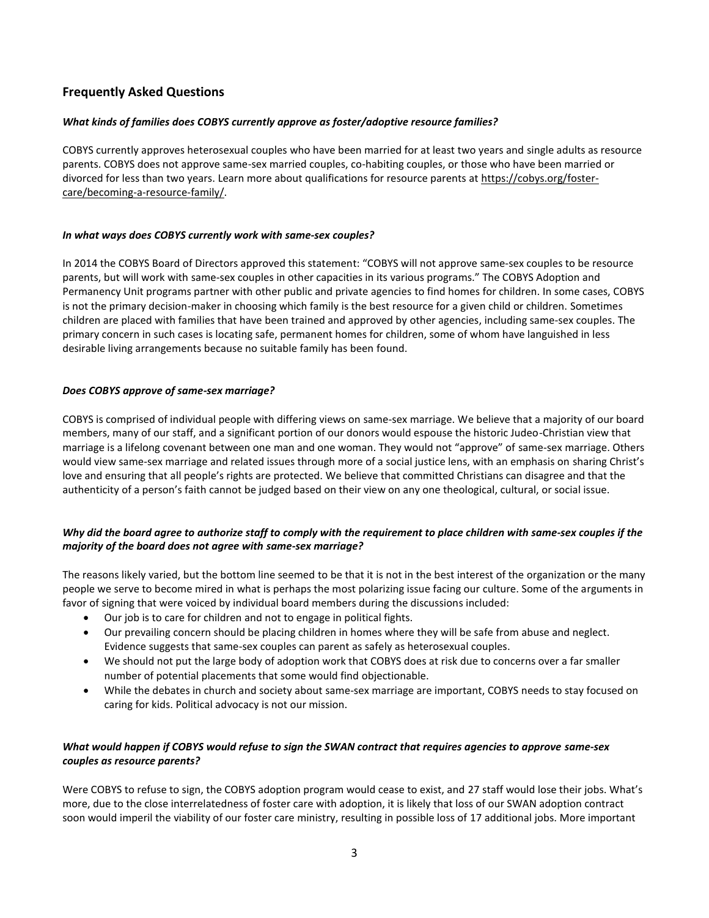## Frequently Asked Questions

***What kinds of families does COBYS currently approve as foster/adoptive resource families?***

COBYS currently approves heterosexual couples who have been married for at least two years and single adults as resource parents. COBYS does not approve same-sex married couples, co-habiting couples, or those who have been married or divorced for less than two years. Learn more about qualifications for resource parents at https://cobys.org/foster-care/becoming-a-resource-family/.

***In what ways does COBYS currently work with same-sex couples?***

In 2014 the COBYS Board of Directors approved this statement: "COBYS will not approve same-sex couples to be resource parents, but will work with same-sex couples in other capacities in its various programs." The COBYS Adoption and Permanency Unit programs partner with other public and private agencies to find homes for children. In some cases, COBYS is not the primary decision-maker in choosing which family is the best resource for a given child or children. Sometimes children are placed with families that have been trained and approved by other agencies, including same-sex couples. The primary concern in such cases is locating safe, permanent homes for children, some of whom have languished in less desirable living arrangements because no suitable family has been found.

***Does COBYS approve of same-sex marriage?***

COBYS is comprised of individual people with differing views on same-sex marriage. We believe that a majority of our board members, many of our staff, and a significant portion of our donors would espouse the historic Judeo-Christian view that marriage is a lifelong covenant between one man and one woman. They would not "approve" of same-sex marriage. Others would view same-sex marriage and related issues through more of a social justice lens, with an emphasis on sharing Christ's love and ensuring that all people's rights are protected. We believe that committed Christians can disagree and that the authenticity of a person's faith cannot be judged based on their view on any one theological, cultural, or social issue.

***Why did the board agree to authorize staff to comply with the requirement to place children with same-sex couples if the majority of the board does not agree with same-sex marriage?***

The reasons likely varied, but the bottom line seemed to be that it is not in the best interest of the organization or the many people we serve to become mired in what is perhaps the most polarizing issue facing our culture. Some of the arguments in favor of signing that were voiced by individual board members during the discussions included:

- Our job is to care for children and not to engage in political fights.
- Our prevailing concern should be placing children in homes where they will be safe from abuse and neglect. Evidence suggests that same-sex couples can parent as safely as heterosexual couples.
- We should not put the large body of adoption work that COBYS does at risk due to concerns over a far smaller number of potential placements that some would find objectionable.
- While the debates in church and society about same-sex marriage are important, COBYS needs to stay focused on caring for kids. Political advocacy is not our mission.

***What would happen if COBYS would refuse to sign the SWAN contract that requires agencies to approve same-sex couples as resource parents?***

Were COBYS to refuse to sign, the COBYS adoption program would cease to exist, and 27 staff would lose their jobs. What's more, due to the close interrelatedness of foster care with adoption, it is likely that loss of our SWAN adoption contract soon would imperil the viability of our foster care ministry, resulting in possible loss of 17 additional jobs. More important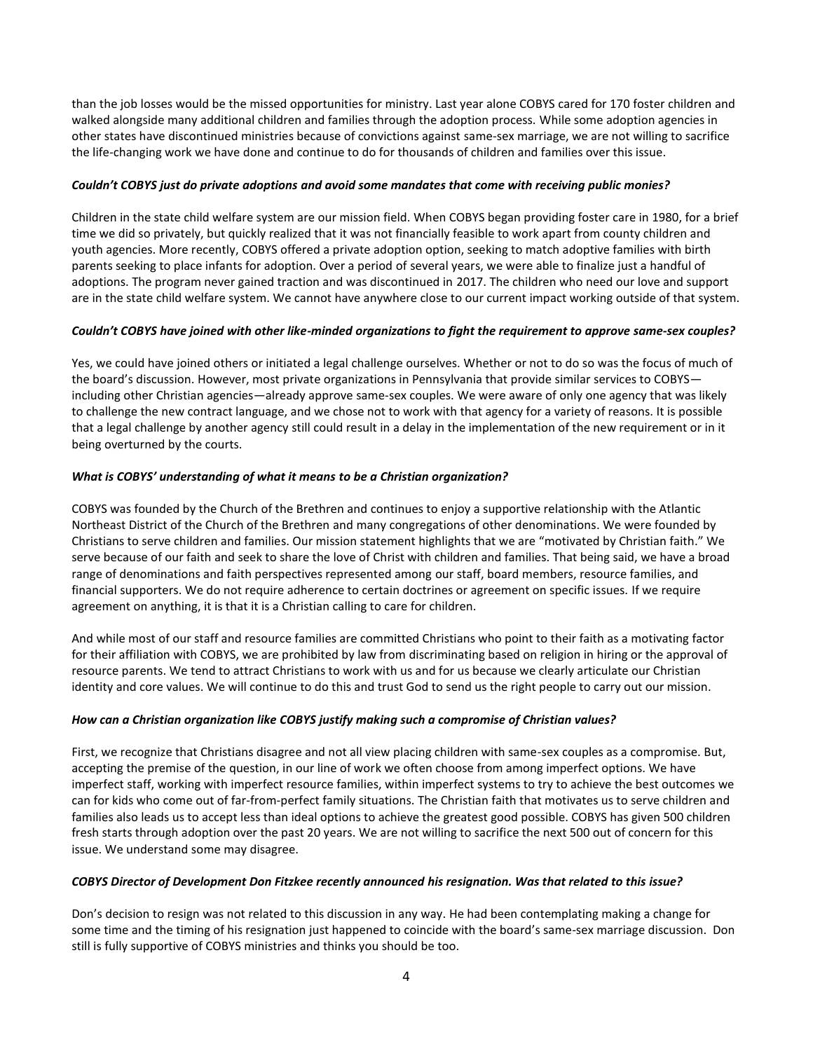than the job losses would be the missed opportunities for ministry. Last year alone COBYS cared for 170 foster children and walked alongside many additional children and families through the adoption process. While some adoption agencies in other states have discontinued ministries because of convictions against same-sex marriage, we are not willing to sacrifice the life-changing work we have done and continue to do for thousands of children and families over this issue.

***Couldn't COBYS just do private adoptions and avoid some mandates that come with receiving public monies?***

Children in the state child welfare system are our mission field. When COBYS began providing foster care in 1980, for a brief time we did so privately, but quickly realized that it was not financially feasible to work apart from county children and youth agencies. More recently, COBYS offered a private adoption option, seeking to match adoptive families with birth parents seeking to place infants for adoption. Over a period of several years, we were able to finalize just a handful of adoptions. The program never gained traction and was discontinued in 2017. The children who need our love and support are in the state child welfare system. We cannot have anywhere close to our current impact working outside of that system.

***Couldn't COBYS have joined with other like-minded organizations to fight the requirement to approve same-sex couples?***

Yes, we could have joined others or initiated a legal challenge ourselves. Whether or not to do so was the focus of much of the board's discussion. However, most private organizations in Pennsylvania that provide similar services to COBYS—including other Christian agencies—already approve same-sex couples. We were aware of only one agency that was likely to challenge the new contract language, and we chose not to work with that agency for a variety of reasons. It is possible that a legal challenge by another agency still could result in a delay in the implementation of the new requirement or in it being overturned by the courts.

***What is COBYS' understanding of what it means to be a Christian organization?***

COBYS was founded by the Church of the Brethren and continues to enjoy a supportive relationship with the Atlantic Northeast District of the Church of the Brethren and many congregations of other denominations. We were founded by Christians to serve children and families. Our mission statement highlights that we are "motivated by Christian faith." We serve because of our faith and seek to share the love of Christ with children and families. That being said, we have a broad range of denominations and faith perspectives represented among our staff, board members, resource families, and financial supporters. We do not require adherence to certain doctrines or agreement on specific issues. If we require agreement on anything, it is that it is a Christian calling to care for children.

And while most of our staff and resource families are committed Christians who point to their faith as a motivating factor for their affiliation with COBYS, we are prohibited by law from discriminating based on religion in hiring or the approval of resource parents. We tend to attract Christians to work with us and for us because we clearly articulate our Christian identity and core values. We will continue to do this and trust God to send us the right people to carry out our mission.

***How can a Christian organization like COBYS justify making such a compromise of Christian values?***

First, we recognize that Christians disagree and not all view placing children with same-sex couples as a compromise. But, accepting the premise of the question, in our line of work we often choose from among imperfect options. We have imperfect staff, working with imperfect resource families, within imperfect systems to try to achieve the best outcomes we can for kids who come out of far-from-perfect family situations. The Christian faith that motivates us to serve children and families also leads us to accept less than ideal options to achieve the greatest good possible. COBYS has given 500 children fresh starts through adoption over the past 20 years. We are not willing to sacrifice the next 500 out of concern for this issue. We understand some may disagree.

***COBYS Director of Development Don Fitzkee recently announced his resignation. Was that related to this issue?***

Don's decision to resign was not related to this discussion in any way. He had been contemplating making a change for some time and the timing of his resignation just happened to coincide with the board's same-sex marriage discussion. Don still is fully supportive of COBYS ministries and thinks you should be too.